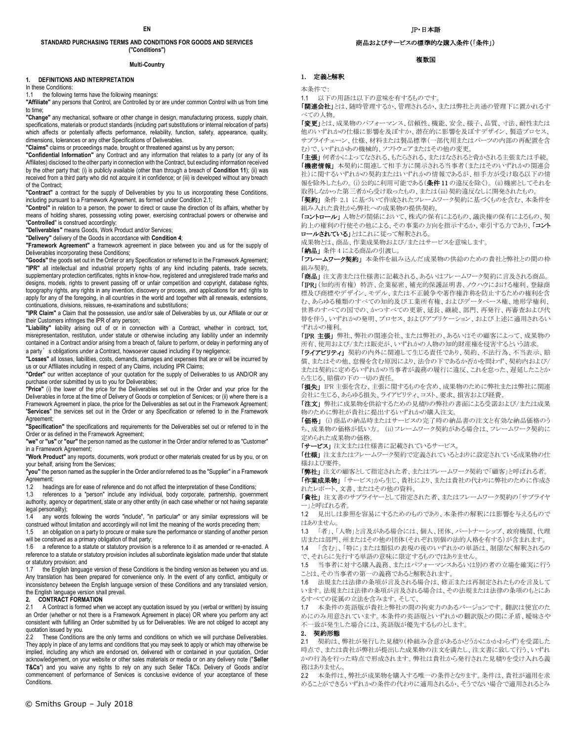EN

**STANDARD PURCHASING TERMS AND CONDITIONS FOR GOODS AND SERVICES ("Conditions")**

**Multi-Country**

## 1. DEFINITIONS AND INTERPRETATION

In these Conditions:

1.1 the following terms have the following meanings:

**"Affiliate"** any persons that Control, are Controlled by or are under common Control with us from time to time;

**"Change"** any mechanical, software or other change in design, manufacturing process, supply chain, specifications, materials or product standards (including part substitutions or internal relocation of parts) which affects or potentially affects performance, reliability, function, safety, appearance, quality, dimensions, tolerances or any other Specifications of Deliverables.

**"Claims"** claims or proceedings made, brought or threatened against us by any person;

**"Confidential Information"** any Contract and any information that relates to a party (or any of its Affiliates) disclosed to the other party in connection with the Contract, but excluding information received by the other party that: (i) is publicly available (other than through a breach of **Condition 11**); (ii) was received from a third party who did not acquire it in confidence; or (iii) is developed without any breach of the Contract;

**"Contract"** a contract for the supply of Deliverables by you to us incorporating these Conditions, including pursuant to a Framework Agreement, as formed under Condition 2.1;

**"Control"** in relation to a person, the power to direct or cause the direction of its affairs, whether by means of holding shares, possessing voting power, exercising contractual powers or otherwise and "**Controlled**" is construed accordingly;

**"Deliverables"** means Goods, Work Product and/or Services;

**"Delivery"** delivery of the Goods in accordance with **Condition 4**;

**"Framework Agreement"** a framework agreement in place between you and us for the supply of Deliverables incorporating these Conditions;

**"Goods"** the goods set out in the Order or any Specification or referred to in the Framework Agreement;

**"IPR"** all intellectual and industrial property rights of any kind including patents, trade secrets, supplementary protection certificates, rights in know-how, registered and unregistered trade marks and designs, models, rights to prevent passing off or unfair competition and copyright, database rights, topography rights, any rights in any invention, discovery or process, and applications for and rights to apply for any of the foregoing, in all countries in the world and together with all renewals, extensions, continuations, divisions, reissues, re-examinations and substitutions;

**"IPR Claim"** a Claim that the possession, use and/or sale of Deliverables by us, our Affiliate or our or their Customers infringes the IPR of any person;

**"Liability"** liability arising out of or in connection with a Contract, whether in contract, tort, misrepresentation, restitution, under statute or otherwise including any liability under an indemnity contained in a Contract and/or arising from a breach of, failure to perform, or delay in performing any of a party's obligations under a Contract, howsoever caused including if by negligence;

**"Losses"** all losses, liabilities, costs, demands, damages and expenses that are or will be incurred by us or our Affiliates including in respect of any Claims, including IPR Claims;

**"Order"** our written acceptance of your quotation for the supply of Deliverables to us AND/OR any purchase order submitted by us to you for Deliverables;

**"Price"** (i) the lower of the price for the Deliverables set out in the Order and your price for the Deliverables in force at the time of Delivery of Goods or completion of Services; or (ii) where there is a Framework Agreement in place, the price for the Deliverables as set out in the Framework Agreement;

"**Services**" the services set out in the Order or any Specification or referred to in the Framework Agreement;

**"Specification"** the specifications and requirements for the Deliverables set out or referred to in the Order or as defined in the Framework Agreement;

**"we"** or **"us"** or **"our"** the person named as the customer in the Order and/or referred to as "Customer" in a Framework Agreement;

**"Work Product"** any reports, documents, work product or other materials created for us by you, or on your behalf, arising from the Services;

**"you"** the person named as the supplier in the Order and/or referred to as the "Supplier" in a Framework Agreement;

1.2 headings are for ease of reference and do not affect the interpretation of these Conditions;

1.3 references to a "person" include any individual, body corporate, partnership, government authority, agency or department, state or any other entity (in each case whether or not having separate legal personality);

1.4 any words following the words "include", "in particular" or any similar expressions will be construed without limitation and accordingly will not limit the meaning of the words preceding them;

1.5 an obligation on a party to procure or make sure the performance or standing of another person will be construed as a primary obligation of that party;

1.6 a reference to a statute or statutory provision is a reference to it as amended or re-enacted. A reference to a statute or statutory provision includes all subordinate legislation made under that statute or statutory provision; and

1.7 the English language version of these Conditions is the binding version as between you and us. Any translation has been prepared for convenience only. In the event of any conflict, ambiguity or inconsistency between the English language version of these Conditions and any translated version, the English language version shall prevail.

## 2. CONTRACT FORMATION

2.1 A Contract is formed when we accept any quotation issued by you (verbal or written) by issuing an Order (whether or not there is a Framework Agreement in place) OR where you perform any act consistent with fulfilling an Order submitted by us for Deliverables. We are not obliged to accept any quotation issued by you.

2.2 These Conditions are the only terms and conditions on which we will purchase Deliverables. They apply in place of any terms and conditions that you may seek to apply or which may otherwise be implied, including any which are endorsed on, delivered with or contained in your quotation, Order acknowledgement, on your website or other sales materials or media or on any delivery note ("**Seller T&Cs**") and you waive any rights to rely on any such Seller T&Cs. Delivery of Goods and/or commencement of performance of Services is conclusive evidence of your acceptance of these Conditions.

JP•日本語

**商品およびサービスの標準的な購入条件(「条件」)**

**複数国**

## 1. 定義と解釈

本条件で:

1.1 以下の用語は以下の意味を有するものです。

「**関連会社**」とは、随時管理するか、管理されるか、または弊社と共通の管理下に置かれるすべての人物。

「**変更**」とは、成果物のパフォーマンス、信頼性、機能、安全、様子、品質、寸法、耐性または他のいずれかの仕様に影響を及ぼすか、潜在的に影響を及ぼすデザイン、製造プロセス、サプライチェーン、仕様、材料または製品標準(一部代用またはパーツの内部の再配置を含む)で、いずれかあの機械的、ソフトウェアまたはその他の変更。

「**主張**」何者かによってなされる、もたらされる、またはなされると脅かされる主張または手続。

「**機密情報**」本契約に関連して相手方に開示される当事者(またはそのいずれかの関連会社)に関するいずれかの契約またはいずれかの情報であるが、相手方が受け取る以下の情報を除外したもの。(i)公的に利用可能である(**条件 11** の違反を除く)。(ii)機密としてそれを取得しなかった第三者から受け取ったもの、または(iii)契約違反なしに開発されたもの。

「**契約**」条件 2.1 に基づいて作成されたフレームワーク契約に基づくものを含む、本条件を組み入れた貴社から弊社への成果物の提供契約。

「**コントロール**」人物との関係において、株式の保有によるもの、議決権の保有によるもの、契約上の権利の行使その他による、その事業の方向を指示するか、牽引する力であり、「**コントロールされている**」とはこれに従って解釈される。

成果物とは、商品、作業成果物および/またはサービスを意味します。

「**納品**」条件 4 による商品の引渡し。

「**フレームワーク契約**」本条件を組み込んだ成果物の供給のための貴社と弊社との間の枠組み契約。

「**商品**」注文書または仕様書に記載される、あるいはフレームワーク契約に言及される商品。

「**IPR**」(知的所有権)特許、企業秘密、補充的保護証明書、ノウハウにおける権利、登録商標及び商標やデザイン、モデル、または不正競争や著作権侵害を防止するための権利を含む、あらゆる種類のすべての知的及び工業所有権、およびデータベース権、地形学権利、世界のすべての国での、かつすべての更新、延長、継続、部門、再発行、再審査および代替を伴う、いずれかの発明、プロセス、およびアプリケーション、および上述に適用されるいずれかの権利。

「**IPR 主張**」弊社、弊社の関連会社、または弊社の、あるいはその顧客によって、成果物の所有、使用および/または販売が、いずれかの人物の知的財産権を侵害するという請求。

「**ライアビリティ**」契約の内外に関連して生じる責任であり、契約、不法行為、不当表示、賠償、またはその他、怠慢を含む原因により、法令の下であるか否かを問わず、契約内および/または契約に定めるいずれかの当事者が義務の履行に違反、これを怠った、遅延したことから生じる、賠償の下の一切の責任。

「**損失**」IPR 主張を含む、主張に関するものを含め、成果物のために弊社または弊社に関連会社に生じる、あらゆる損失、ライアビリティ、コスト、要求、損害および経費。

「**注文**」弊社に成果物を供給するための見積りの弊社の書面による受諾および/または成果物のために弊社が貴社に提出するいずれかの購入注文。

「**価格**」(i)商品の納品時またはサービスの完了時の納品書の注文と有効な納品価格のうち、成果物の価格が低い方。(ii)フレームワーク契約がある場合は、フレームワーク契約に定められた成果物の価格。

「**サービス**」注文または仕様書に記載されているサービス。

「**仕様**」注文またはフレームワーク契約で定義されているとおりに設定されている成果物の仕様および要件。

「**弊社**」注文の顧客として指定された者、またはフレームワーク契約で「顧客」と呼ばれる者。

「**作業成果物**」「サービス」から生じ、貴社により、または貴社の代わりに弊社のために作成されたレポート、文書、またはその他の資料。

「**貴社**」注文書のサプライヤーとして指定された者、またはフレームワーク契約の「サプライヤー」と呼ばれる者。

1.2 見出しは参照を容易にするためのものであり、本条件の解釈には影響を与えるものではありません。

1.3 「者」、「人物」と言及がある場合には、個人、団体、パートナーシップ、政府機関、代理店または部門、州またはその他の団体(それぞれ別個の法的人格を有する)が含まれます。

1.4 「含む」、「特に」または類似の表現の後のいずれかの単語は、制限なく解釈されるので、それらに先行する単語の意味に限定するものではありません。

1.5 当事者に対する購入義務、またはパフォーマンスあるいは別の者の立場を確実に行うことは、その当事者の第一の義務であると解釈されます。

1.6 法規または法律の条項が言及される場合は、修正または再制定されたものを言及しています。法規または法律の条項が言及される場合は、その法規または法律の条項のもとにあるすべての従属の立法を含みます。そして、

1.7 本条件の英語版が貴社と弊社の間の拘束力のあるバージョンです。翻訳は便宜のためにのみ用意されています。本条件の英語版といずれかの翻訳版との間に矛盾、曖昧さや不一致が発生した場合には、英語版が優先するものとします。

## 2. 契約形態

2.1 契約は、弊社が発行した見積り(枠組み合意があるかどうかにかかわらず)を受諾した時点で、または貴社が弊社が提出した成果物の注文を満たし、注文書に致して行う、いずれかの行為を行った時点で形成されます。弊社は貴社から発行された見積りを受け入れる義務はありません。

2.2 本条件は、弊社が成果物を購入する唯一の条件となります。条件は、貴社が適用を求めることができるいずれかの条件の代わりに適用されるか、そうでない場合で適用されるとみ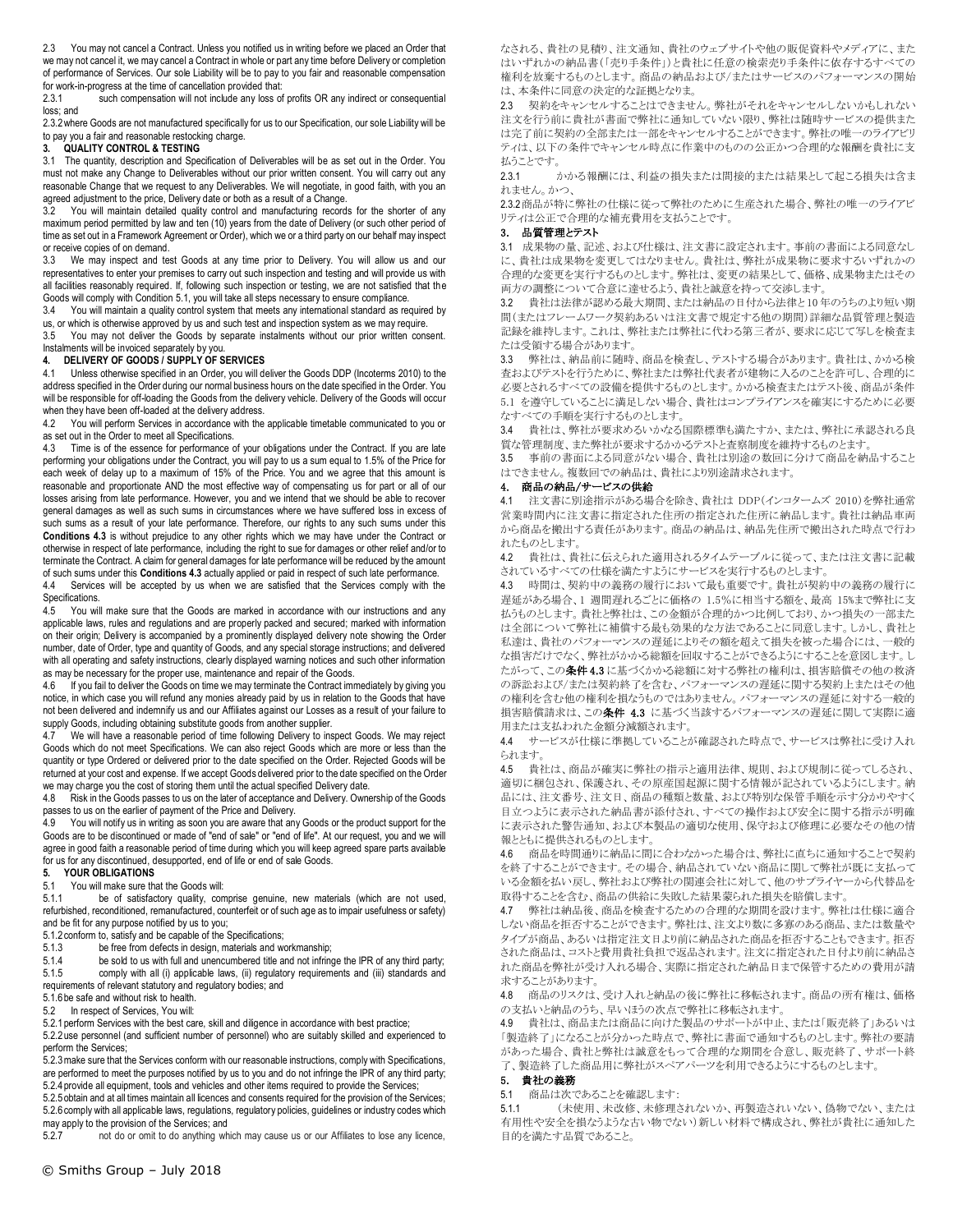2.3 You may not cancel a Contract. Unless you notified us in writing before we placed an Order that we may not cancel it, we may cancel a Contract in whole or part any time before Delivery or completion of performance of Services. Our sole Liability will be to pay to you fair and reasonable compensation for work-in-progress at the time of cancellation provided that:

2.3.1 such compensation will not include any loss of profits OR any indirect or consequential loss; and

2.3.2 where Goods are not manufactured specifically for us to our Specification, our sole Liability will be to pay you a fair and reasonable restocking charge.

**3. QUALITY CONTROL & TESTING**

3.1 The quantity, description and Specification of Deliverables will be as set out in the Order. You must not make any Change to Deliverables without our prior written consent. You will carry out any reasonable Change that we request to any Deliverables. We will negotiate, in good faith, with you an agreed adjustment to the price, Delivery date or both as a result of a Change.

3.2 You will maintain detailed quality control and manufacturing records for the shorter of any maximum period permitted by law and ten (10) years from the date of Delivery (or such other period of time as set out in a Framework Agreement or Order), which we or a third party on our behalf may inspect or receive copies of on demand.

3.3 We may inspect and test Goods at any time prior to Delivery. You will allow us and our representatives to enter your premises to carry out such inspection and testing and will provide us with all facilities reasonably required. If, following such inspection or testing, we are not satisfied that the Goods will comply with Condition 5.1, you will take all steps necessary to ensure compliance.

3.4 You will maintain a quality control system that meets any international standard as required by us, or which is otherwise approved by us and such test and inspection system as we may require.

3.5 You may not deliver the Goods by separate instalments without our prior written consent. Instalments will be invoiced separately by you.

**4. DELIVERY OF GOODS / SUPPLY OF SERVICES**

4.1 Unless otherwise specified in an Order, you will deliver the Goods DDP (Incoterms 2010) to the address specified in the Order during our normal business hours on the date specified in the Order. You will be responsible for off-loading the Goods from the delivery vehicle. Delivery of the Goods will occur when they have been off-loaded at the delivery address.

4.2 You will perform Services in accordance with the applicable timetable communicated to you or as set out in the Order to meet all Specifications.

4.3 Time is of the essence for performance of your obligations under the Contract. If you are late performing your obligations under the Contract, you will pay to us a sum equal to 1.5% of the Price for each week of delay up to a maximum of 15% of the Price. You and we agree that this amount is reasonable and proportionate AND the most effective way of compensating us for part or all of our losses arising from late performance. However, you and we intend that we should be able to recover general damages as well as such sums in circumstances where we have suffered loss in excess of such sums as a result of your late performance. Therefore, our rights to any such sums under this **Conditions 4.3** is without prejudice to any other rights which we may have under the Contract or otherwise in respect of late performance, including the right to sue for damages or other relief and/or to terminate the Contract. A claim for general damages for late performance will be reduced by the amount of such sums under this **Conditions 4.3** actually applied or paid in respect of such late performance.

4.4 Services will be accepted by us when we are satisfied that the Services comply with the Specifications.

4.5 You will make sure that the Goods are marked in accordance with our instructions and any applicable laws, rules and regulations and are properly packed and secured; marked with information on their origin; Delivery is accompanied by a prominently displayed delivery note showing the Order number, date of Order, type and quantity of Goods, and any special storage instructions; and delivered with all operating and safety instructions, clearly displayed warning notices and such other information as may be necessary for the proper use, maintenance and repair of the Goods.

4.6 If you fail to deliver the Goods on time we may terminate the Contract immediately by giving you notice, in which case you will refund any monies already paid by us in relation to the Goods that have not been delivered and indemnify us and our Affiliates against our Losses as a result of your failure to supply Goods, including obtaining substitute goods from another supplier.

4.7 We will have a reasonable period of time following Delivery to inspect Goods. We may reject Goods which do not meet Specifications. We can also reject Goods which are more or less than the quantity or type Ordered or delivered prior to the date specified on the Order. Rejected Goods will be returned at your cost and expense. If we accept Goods delivered prior to the date specified on the Order we may charge you the cost of storing them until the actual specified Delivery date.

4.8 Risk in the Goods passes to us on the later of acceptance and Delivery. Ownership of the Goods passes to us on the earlier of payment of the Price and Delivery.

4.9 You will notify us in writing as soon you are aware that any Goods or the product support for the Goods are to be discontinued or made of "end of sale" or "end of life". At our request, you and we will agree in good faith a reasonable period of time during which you will keep agreed spare parts available for us for any discontinued, desupported, end of life or end of sale Goods.

**5. YOUR OBLIGATIONS**

5.1 You will make sure that the Goods will:

5.1.1 be of satisfactory quality, comprise genuine, new materials (which are not used, refurbished, reconditioned, remanufactured, counterfeit or of such age as to impair usefulness or safety) and be fit for any purpose notified by us to you;

5.1.2 conform to, satisfy and be capable of the Specifications;

5.1.3 be free from defects in design, materials and workmanship;

5.1.4 be sold to us with full and unencumbered title and not infringe the IPR of any third party;

5.1.5 comply with all (i) applicable laws, (ii) regulatory requirements and (iii) standards and requirements of relevant statutory and regulatory bodies; and

5.1.6 be safe and without risk to health.

5.2 In respect of Services, You will:

5.2.1 perform Services with the best care, skill and diligence in accordance with best practice;

5.2.2 use personnel (and sufficient number of personnel) who are suitably skilled and experienced to perform the Services;

5.2.3 make sure that the Services conform with our reasonable instructions, comply with Specifications, are performed to meet the purposes notified by us to you and do not infringe the IPR of any third party;

5.2.4 provide all equipment, tools and vehicles and other items required to provide the Services;

5.2.5 obtain and at all times maintain all licences and consents required for the provision of the Services;

5.2.6 comply with all applicable laws, regulations, regulatory policies, guidelines or industry codes which may apply to the provision of the Services; and

5.2.7 not do or omit to do anything which may cause us or our Affiliates to lose any licence,

なされる、貴社の見積り、注文通知、貴社のウェブサイトや他の販促資料やメディアに、またはいずれかの納品書(「売り手条件」)と貴社に任意の検索売り手条件に依存するすべての権利を放棄するものとします。商品の納品および/またはサービスのパフォーマンスの開始は、本条件に同意の決定的な証拠となります。

2.3 契約をキャンセルすることはできません。弊社がそれをキャンセルしないかもしれない注文を行う前に貴社が書面で弊社に通知していない限り、弊社は随時サービスの提供または完了前に契約の全部または一部をキャンセルすることができます。弊社の唯一のライアビリティは、以下の条件でキャンセル時点に作業中のものの公正かつ合理的な報酬を貴社に支払うことです。

2.3.1 かかる報酬には、利益の損失または間接的または結果として起こる損失は含まれません。かつ、

2.3.2 商品が特に弊社の仕様に従って弊社のために生産された場合、弊社の唯一のライアビリティは公正で合理的な補充費用を支払うことです。

**3. 品質管理とテスト**

3.1 成果物の量、記述、および仕様は、注文書に設定されます。事前の書面による同意なしに、貴社は成果物を変更してはなりません。貴社は、弊社が成果物に要求するいずれかの合理的な変更を実行するものとします。弊社は、変更の結果として、価格、成果物またはその両方の調整について合意に達せるよう、貴社と誠意を持って交渉します。

3.2 貴社は法律が認める最大期間、または納品の日付から法律と10年のうちのより短い期間(またはフレームワーク契約あるいは注文書で規定する他の期間)詳細な品質管理と製造記録を維持します。これは、弊社または弊社に代わる第三者が、要求に応じて写しを検査または受領する場合があります。

3.3 弊社は、納品前に随時、商品を検査し、テストする場合があります。貴社は、かかる検査およびテストを行うために、弊社または弊社代表者が建物に入るのことを許可し、合理的に必要とされるすべての設備を提供するものとします。かかる検査またはテスト後、商品が条件5.1 を遵守していることに満足しない場合、貴社はコンプライアンスを確実にするために必要なすべての手順を実行するものとします。

3.4 貴社は、弊社が要求めるいかなる国際標準も満たすか、または、弊社に承認される良質な管理制度、また弊社が要求するかかるテストと査察制度を維持するものとます。

3.5 事前の書面による同意がない場合、貴社は別途の数回に分けて商品を納品することはできません。複数回での納品は、貴社により別途請求されます。

**4. 商品の納品/サービスの供給**

4.1 注文書に別途指示がある場合を除き、貴社は DDP(インコタームズ 2010)を弊社通常営業時間内に注文書に指定された住所の指定された住所に納品します。貴社は納品車両から商品を搬出する責任があります。商品の納品は、納品先住所で搬出された時点で行われたものとします。

4.2 貴社は、貴社に伝えられた適用されるタイムテーブルに従って、または注文書に記載されているすべての仕様を満たすようにサービスを実行するものとします。

4.3 時間は、契約中の義務の履行において最も重要です。貴社が契約中の義務の履行に遅延がある場合、1 週間遅れるごとに価格の 1.5%に相当する額を、最高 15%まで弊社に支払うものとします。貴社と弊社は、この金額が合理的かつ比例しており、かつ損失の一部または全部について弊社に補償する最も効果的な方法であることに同意します。しかし、貴社と私達は、貴社のパフォーマンスの遅延によりその額を超えて損失を被った場合には、一般的な損害だけでなく、弊社がかかる総額を回収することができるようにすることを意図します。したがって、この**条件 4.3** に基づくかかる総額に対する弊社の権利は、損害賠償その他の救済の訴訟および/または契約終了を含む、パフォーマンスの遅延に関する契約上またはその他の権利を含む他の権利を損なうものではありません。パフォーマンスの遅延に対する一般的損害賠償請求は、この**条件 4.3** に基づく当該するパフォーマンスの遅延に関して実際に適用または支払われた金額分減額されます。

4.4 サービスが仕様に準拠していることが確認された時点で、サービスは弊社に受け入れられます。

4.5 貴社は、商品が確実に弊社の指示と適用法律、規則、および規制に従ってしるされ、適切に梱包され、保護され、その原産国起源に関する情報が記されているようにします。納品には、注文番号、注文日、商品の種類と数量、および特別な保管手順を示す分かりやすく目立つように表示された納品書が添付され、すべての操作および安全に関する指示が明確に表示された警告通知、および本製品の適切な使用、保守および修理に必要なその他の情報とともに提供されるものとします。

4.6 商品を時間通りに納品に間に合わなかった場合は、弊社に直ちに通知することで契約を終了することができます。その場合、納品されていない商品に関して弊社が既に支払っている金額を払い戻し、弊社および弊社の関連会社に対して、他のサプライヤーから代替品を取得することを含む、商品の供給に失敗した結果蒙られた損失を賠償します。

4.7 弊社は納品後、商品を検査するための合理的な期間を設けます。弊社は仕様に適合しない商品を拒否することができます。弊社は、注文より数に多寡のある商品、または数量やタイプが商品、あるいは指定注文日より前に納品された商品を拒否することもできます。拒否された商品は、コストと費用貴社負担で返品されます。注文に指定された日付より前に納品された商品を弊社が受け入れる場合、実際に指定された納品日まで保管するための費用が請求することがあります。

4.8 商品のリスクは、受け入れと納品の後に弊社に移転されます。商品の所有権は、価格の支払いと納品のうち、早いほうの次点で弊社に移転されます。

4.9 貴社は、商品または商品に向けた製品のサポートが中止、または「販売終了」あるいは「製造終了」になることが分かった時点で、弊社に書面で通知するものとします。弊社の要請があった場合、貴社と弊社は誠意をもって合理的な期間を合意し、販売終了、サポート終了、製造終了した商品用に弊社がスペアパーツを利用できるようにするものとします。

**5. 貴社の義務**

5.1 商品は次であることを確認します:

5.1.1 (未使用、未改修、未修理されないか、再製造されない、偽物でない、または有用性や安全を損なうような古い物でない)新しい材料で構成され、弊社が貴社に通知した目的を満たす品質であること。

© Smiths Group – July 2018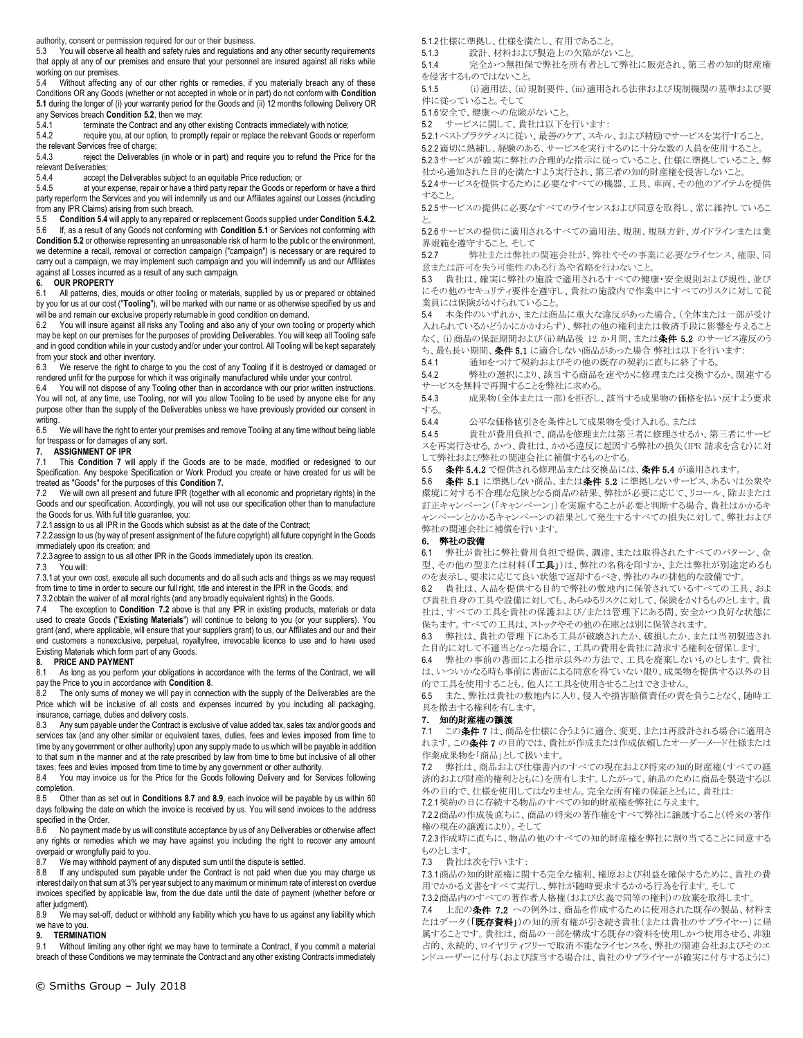authority, consent or permission required for our or their business.

5.3 You will observe all health and safety rules and regulations and any other security requirements that apply at any of our premises and ensure that your personnel are insured against all risks while working on our premises.

5.4 Without affecting any of our other rights or remedies, if you materially breach any of these Conditions OR any Goods (whether or not accepted in whole or in part) do not conform with **Condition 5.1** during the longer of (i) your warranty period for the Goods and (ii) 12 months following Delivery OR any Services breach **Condition 5.2**, then we may:

5.4.1 terminate the Contract and any other existing Contracts immediately with notice;

5.4.2 require you, at our option, to promptly repair or replace the relevant Goods or reperform the relevant Services free of charge;

5.4.3 reject the Deliverables (in whole or in part) and require you to refund the Price for the relevant Deliverables;

5.4.4 accept the Deliverables subject to an equitable Price reduction; or

5.4.5 at your expense, repair or have a third party repair the Goods or reperform or have a third party reperform the Services and you will indemnify us and our Affiliates against our Losses (including from any IPR Claims) arising from such breach.

5.5 **Condition 5.4** will apply to any repaired or replacement Goods supplied under **Condition 5.4.2.**

5.6 If, as a result of any Goods not conforming with **Condition 5.1** or Services not conforming with **Condition 5.2** or otherwise representing an unreasonable risk of harm to the public or the environment, we determine a recall, removal or correction campaign ("campaign") is necessary or are required to carry out a campaign, we may implement such campaign and you will indemnify us and our Affiliates against all Losses incurred as a result of any such campaign.

## 6. OUR PROPERTY

6.1 All patterns, dies, moulds or other tooling or materials, supplied by us or prepared or obtained by you for us at our cost ("**Tooling**"), will be marked with our name or as otherwise specified by us and will be and remain our exclusive property returnable in good condition on demand.

6.2 You will insure against all risks any Tooling and also any of your own tooling or property which may be kept on our premises for the purposes of providing Deliverables. You will keep all Tooling safe and in good condition while in your custody and/or under your control. All Tooling will be kept separately from your stock and other inventory.

6.3 We reserve the right to charge to you the cost of any Tooling if it is destroyed or damaged or rendered unfit for the purpose for which it was originally manufactured while under your control.

6.4 You will not dispose of any Tooling other than in accordance with our prior written instructions. You will not, at any time, use Tooling, nor will you allow Tooling to be used by anyone else for any purpose other than the supply of the Deliverables unless we have previously provided our consent in writing.

6.5 We will have the right to enter your premises and remove Tooling at any time without being liable for trespass or for damages of any sort.

## 7. ASSIGNMENT OF IPR

7.1 This **Condition 7** will apply if the Goods are to be made, modified or redesigned to our Specification. Any bespoke Specification or Work Product you create or have created for us will be treated as "Goods" for the purposes of this **Condition 7.**

7.2 We will own all present and future IPR (together with all economic and proprietary rights) in the Goods and our specification. Accordingly, we will not use our specification other than to manufacture the Goods for us. With full title guarantee, you:

7.2.1 assign to us all IPR in the Goods which subsist as at the date of the Contract;

7.2.2 assign to us (by way of present assignment of the future copyright) all future copyright in the Goods immediately upon its creation; and

7.2.3 agree to assign to us all other IPR in the Goods immediately upon its creation.

7.3 You will:

7.3.1 at your own cost, execute all such documents and do all such acts and things as we may request from time to time in order to secure our full right, title and interest in the IPR in the Goods; and

7.3.2 obtain the waiver of all moral rights (and any broadly equivalent rights) in the Goods.

7.4 The exception to **Condition 7.2** above is that any IPR in existing products, materials or data used to create Goods ("**Existing Materials**") will continue to belong to you (or your suppliers). You grant (and, where applicable, will ensure that your suppliers grant) to us, our Affiliates and our and their end customers a nonexclusive, perpetual, royaltyfree, irrevocable licence to use and to have used Existing Materials which form part of any Goods.

## 8. PRICE AND PAYMENT

8.1 As long as you perform your obligations in accordance with the terms of the Contract, we will pay the Price to you in accordance with **Condition 8**.

8.2 The only sums of money we will pay in connection with the supply of the Deliverables are the Price which will be inclusive of all costs and expenses incurred by you including all packaging, insurance, carriage, duties and delivery costs.

8.3 Any sum payable under the Contract is exclusive of value added tax, sales tax and/or goods and services tax (and any other similar or equivalent taxes, duties, fees and levies imposed from time to time by any government or other authority) upon any supply made to us which will be payable in addition to that sum in the manner and at the rate prescribed by law from time to time but inclusive of all other taxes, fees and levies imposed from time to time by any government or other authority.

8.4 You may invoice us for the Price for the Goods following Delivery and for Services following completion.

8.5 Other than as set out in **Conditions 8.7** and **8.9**, each invoice will be payable by us within 60 days following the date on which the invoice is received by us. You will send invoices to the address specified in the Order.

8.6 No payment made by us will constitute acceptance by us of any Deliverables or otherwise affect any rights or remedies which we may have against you including the right to recover any amount overpaid or wrongfully paid to you.

8.7 We may withhold payment of any disputed sum until the dispute is settled.

8.8 If any undisputed sum payable under the Contract is not paid when due you may charge us interest daily on that sum at 3% per year subject to any maximum or minimum rate of interest on overdue invoices specified by applicable law, from the due date until the date of payment (whether before or after judgment).

8.9 We may set-off, deduct or withhold any liability which you have to us against any liability which we have to you.

## 9. TERMINATION

9.1 Without limiting any other right we may have to terminate a Contract, if you commit a material breach of these Conditions we may terminate the Contract and any other existing Contracts immediately

5.1.2 仕様に準拠し、仕様を満たし、有用であること。

5.1.3 設計、材料および製造上の欠陥がないこと。

5.1.4 完全かつ無担保で弊社を所有者として弊社に販売され、第三者の知的財産権を侵害するものではないこと。

5.1.5 (i)適用法、(ii)規制要件、(iii)適用される法律および規制機関の基準および要件に従っていること。そして

5.1.6 安全で、健康への危険がないこと。

5.2 サービスに関して、貴社は以下を行います:

5.2.1 ベストプラクティスに従い、最善のケア、スキル、および精励でサービスを実行すること。

5.2.2 適切に熟練し、経験のある、サービスを実行するのに十分な数の人員を使用すること。

5.2.3 サービスが確実に弊社の合理的な指示に従っていること、仕様に準拠していること、弊社から通知された目的を満たすよう実行され、第三者の知的財産権を侵害しないこと。

5.2.4 サービスを提供するために必要なすべての機器、工具、車両、その他のアイテムを提供すること。

5.2.5 サービスの提供に必要なすべてのライセンスおよび同意を取得し、常に維持していること。

5.2.6 サービスの提供に適用されるすべての適用法、規制、規制方針、ガイドラインまたは業界規範を遵守すること。そして

5.2.7 弊社または弊社の関連会社が、弊社やその事業に必要なライセンス、権限、同意または許可を失う可能性のある行為や省略を行わないこと。

5.3 貴社は、確実に弊社の施設で適用されるすべての健康・安全規則および規性、並びにその他のセキュリティ要件を遵守し、貴社の施設内で作業中にすべてのリスクに対して従業員には保険がかけられていること。

5.4 本条件のいずれかに重大な違反があった場合、(全体または一部が受け入れられているかどうかにかかわらず)、弊社の他の権利または救済手段に影響を与えることなく、(i)商品の保証期間および(ii)納品後 12 か月間、または**条件 5.2** のサービス違反のうち、最も長い期間、**条件 5.1** に適合しない商品があった場合 弊社は以下を行います:

5.4.1 通知をつけて契約およびその他の既存の契約に直ちに終了する。

5.4.2 弊社の選択により、該当する商品を速やかに修理または交換するか、関連するサービスを無料で再開することを弊社に求める。

5.4.3 成果物(全体または一部)を拒否し、該当する成果物の価格を払い戻すよう要求する。

5.4.4 公平な価格値引きを条件として成果物を受け入れる。または

5.4.5 貴社が費用負担で、商品を修理または第三者に修理させるか、第三者にサービスを再実行させる。かつ、貴社は、かかる違反に起因する弊社の損失(IPR 請求を含む)に対して弊社および弊社の関連会社に補償するものとする。

5.5 **条件 5.4.2** で提供される修理品または交換品には、**条件 5.4** が適用されます。

5.6 **条件 5.1** に準拠しない商品、または**条件 5.2** に準拠しないサービス、あるいは公衆や環境に対する不合理な危険となる商品の結果、弊社が必要に応じて、リコール、除去または訂正キャンペーン(「キャンペーン」)を実施することが必要と判断する場合、貴社はかかるキャンペーンとかかるキャンペーンの結果として発生するすべての損失に対して、弊社および弊社の関連会社に補償を行います。

## 6. 弊社の設備

6.1 弊社が貴社に弊社費用負担で提供、調達、または取得されたすべてのパターン、金型、その他の型または材料(「**工具**」)は、弊社の名称を印すか、または弊社が別途定めるものを表示し、要求に応じて良い状態で返却するべき、弊社のみの排他的な設備です。

6.2 貴社は、入品を提供する目的で弊社の敷地内に保管されているすべての工具、および貴社自身の工具や設備に対しても、あらゆるリスクに対して、保険をかけるものとします。貴社は、すべての工具を貴社の保護および/または管理下にある間、安全かつ良好な状態に保ちます。すべての工具は、ストックやその他の在庫とは別に保管されます。

6.3 弊社は、貴社の管理下にある工具が破壊されたか、破損したか、または当初製造された目的に対して不適当となった場合に、工具の費用を貴社に請求する権利を留保します。

6.4 弊社の事前の書面による指示以外の方法で、工具を廃棄しないものとします。貴社は、いついかなる時も事前に書面による同意を得ていない限り、成果物を提供する以外の目的で工具を使用することも、他人に工具を使用させることはできません。

6.5 また、弊社は貴社の敷地内に入り、侵入や損害賠償責任の責を負うことなく、随時工具を撤去する権利を有します。

## 7. 知的財産権の譲渡

7.1 この**条件 7** は、商品を仕様に合うように適合、変更、または再設計される場合に適用されます。この**条件 7** の目的では、貴社が作成または作成依頼したオーダーメード仕様または作業成果物を「商品」として扱います。

7.2 弊社は、商品および仕様書内のすべての現在および将来の知的財産権(すべての経済的および財産的権利とともに)を所有します。したがって、納品のために商品を製造する以外の目的で、仕様を使用してはなりません。完全な所有権の保証とともに、貴社は:

7.2.1 契約の日に存続する物品のすべての知的財産権を弊社に与えます。

7.2.2 商品の作成後直ちに、商品の将来の著作権をすべて弊社に譲渡すること(将来の著作権の現在の譲渡により)。そして

7.2.3 作成時に直ちに、物品の他のすべての知的財産権を弊社に割り当てることに同意するものとします。

7.3 貴社は次を行います:

7.3.1 商品の知的財産権に関する完全な権利、権原および利益を確保するために、貴社の費用でかかる文書をすべて実行し、弊社が随時要求するかかる行為を行ます。そして

7.3.2 商品内のすべての著作者人格権(および広義で同等の権利)の放棄を取得します。

7.4 上記の**条件 7.2** への例外は、商品を作成するために使用された既存の製品、材料またはデータ(「**既存資料**」)の知的所有権が引き続き貴社(または貴社のサプライヤー)に帰属することです。貴社は、商品の一部を構成する既存の資料を使用しかつ使用させる、非独占的、永続的、ロイヤリティフリーで取消不能なライセンスを、弊社の関連会社およびそのエンドユーザーに付与(および該当する場合は、貴社のサプライヤーが確実に付与するように)

© Smiths Group – July 2018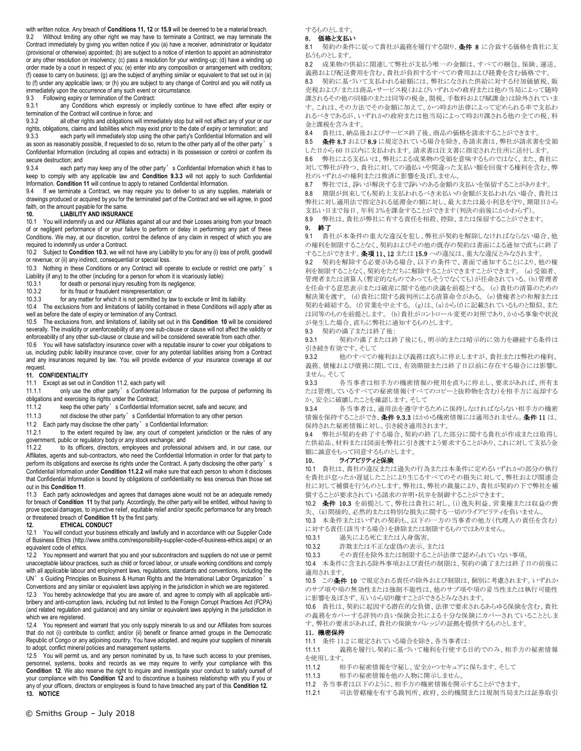with written notice. Any breach of **Conditions 11, 12** or **15.9** will be deemed to be a material breach.

9.2 Without limiting any other right we may have to terminate a Contract, we may terminate the Contract immediately by giving you written notice if you (a) have a receiver, administrator or liquidator (provisional or otherwise) appointed; (b) are subject to a notice of intention to appoint an administrator or any other resolution on insolvency; (c) pass a resolution for your winding-up; (d) have a winding up order made by a court in respect of you; (e) enter into any composition or arrangement with creditors; (f) cease to carry on business; (g) are the subject of anything similar or equivalent to that set out in (a) to (f) under any applicable laws; or (h) you are subject to any change of Control and you will notify us immediately upon the occurrence of any such event or circumstance.

9.3 Following expiry or termination of the Contract:

9.3.1 any Conditions which expressly or impliedly continue to have effect after expiry or termination of the Contract will continue in force; and

9.3.2 all other rights and obligations will immediately stop but will not affect any of your or our rights, obligations, claims and liabilities which may exist prior to the date of expiry or termination; and

9.3.3 each party will immediately stop using the other party's Confidential Information and will as soon as reasonably possible, if requested to do so, return to the other party all of the other party's Confidential Information (including all copies and extracts) in its possession or control or confirm its secure destruction; and

9.3.4 each party may keep any of the other party's Confidential Information which it has to keep to comply with any applicable law and **Condition 9.3.3** will not apply to such Confidential Information. **Condition 11** will continue to apply to retained Confidential Information.

9.4 If we terminate a Contract, we may require you to deliver to us any supplies, materials or drawings produced or acquired by you for the terminated part of the Contract and we will agree, in good faith, on the amount payable for the same.

**10. LIABILITY AND INSURANCE**

10.1 You will indemnify us and our Affiliates against all our and their Losses arising from your breach of or negligent performance of or your failure to perform or delay in performing any part of these Conditions. We may, at our discretion, control the defence of any claim in respect of which you are required to indemnify us under a Contract.

10.2 Subject to **Condition 10.3**, we will not have any Liability to you for any (i) loss of profit, goodwill or revenue; or (ii) any indirect, consequential or special loss.

10.3 Nothing in these Conditions or any Contract will operate to exclude or restrict one party's Liability (if any) to the other (including for a person for whom it is vicariously liable):

10.3.1 for death or personal injury resulting from its negligence;

10.3.2 for its fraud or fraudulent misrepresentation; or

10.3.3 for any matter for which it is not permitted by law to exclude or limit its liability.

10.4 The exclusions from and limitations of liability contained in these Conditions will apply after as well as before the date of expiry or termination of any Contract.

10.5 The exclusions from, and limitations of, liability set out in this **Condition 10** will be considered severally. The invalidity or unenforceability of any one sub-clause or clause will not affect the validity or enforceability of any other sub-clause or clause and will be considered severable from each other.

10.6 You will have satisfactory insurance cover with a reputable insurer to cover your obligations to us, including public liability insurance cover, cover for any potential liabilities arising from a Contract and any insurances required by law. You will provide evidence of your insurance coverage at our request.

**11. CONFIDENTIALITY**

11.1 Except as set out in Condition 11.2, each party will:

11.1.1 only use the other party's Confidential Information for the purpose of performing its obligations and exercising its rights under the Contract;

11.1.2 keep the other party's Confidential Information secret, safe and secure; and

11.1.3 not disclose the other party's Confidential Information to any other person.

11.2 Each party may disclose the other party's Confidential Information:

11.2.1 to the extent required by law, any court of competent jurisdiction or the rules of any government, public or regulatory body or any stock exchange; and

11.2.2 to its officers, directors, employees and professional advisers and, in our case, our Affiliates, agents and sub-contractors, who need the Confidential Information in order for that party to perform its obligations and exercise its rights under the Contract. A party disclosing the other party's Confidential Information under **Condition 11.2.2** will make sure that each person to whom it discloses that Confidential Information is bound by obligations of confidentiality no less onerous than those set out in this **Condition 11**.

11.3 Each party acknowledges and agrees that damages alone would not be an adequate remedy for breach of **Condition 11** by that party. Accordingly, the other party will be entitled, without having to prove special damages, to injunctive relief, equitable relief and/or specific performance for any breach or threatened breach of **Condition 11** by the first party.

**12. ETHICAL CONDUCT**

12.1 You will conduct your business ethically and lawfully and in accordance with our Supplier Code of Business Ethics (http://www.smiths.com/responsibility-supplier-code-of-business-ethics.aspx) or an equivalent code of ethics.

12.2 You represent and warrant that you and your subcontractors and suppliers do not use or permit unacceptable labour practices, such as child or forced labour, or unsafe working conditions and comply with all applicable labour and employment laws, regulations, standards and conventions, including the UN's Guiding Principles on Business & Human Rights and the International Labor Organization's Conventions and any similar or equivalent laws applying in the jurisdiction in which we are registered.

12.3 You hereby acknowledge that you are aware of, and agree to comply with all applicable anti-bribery and anti-corruption laws, including but not limited to the Foreign Corrupt Practices Act (FCPA) (and related regulation and guidance) and any similar or equivalent laws applying in the jurisdiction in which we are registered.

12.4 You represent and warrant that you only supply minerals to us and our Affiliates from sources that do not (i) contribute to conflict; and/or (ii) benefit or finance armed groups in the Democratic Republic of Congo or any adjoining country. You have adopted, and require your suppliers of minerals to adopt, conflict mineral policies and management systems.

12.5 You will permit us, and any person nominated by us, to have such access to your premises, personnel, systems, books and records as we may require to verify your compliance with this **Condition 12**. We also reserve the right to inquire and investigate your conduct to satisfy ourself of your compliance with this **Condition 12** and to discontinue a business relationship with you if you or any of your officers, directors or employees is found to have breached any part of this **Condition 12.**

**13. NOTICE**

するものとします。

**8. 価格と支払い**

8.1 契約の条件に従って貴社が義務を履行する限り、**条件 8** に合致する価格を貴社に支払うものとします。

8.2 成果物の供給に関連して弊社が支払う唯一の金額は、すべての梱包、保険、運送、義務および配送費用を含む、貴社が負担するすべての費用および経費を含む価格です。

8.3 契約に基づいて支払われる総額には、弊社になされた供給に対する付加価値税、販売税および/または商品・サービス税(およびいずれかの政府または他の当局によって随時課されるその他の同様のまたは同等の税金、関税、手数料および賦課金)は除外されています。これは、その方法でその金額に加えて、かつ時折り法律によって定められる率で支払われるべきであるが、いずれかの政府または他当局によって時おり課される他の全ての税、料金と課税を含みます。

8.4 貴社は、納品後およびサービス終了後、商品の価格を請求することができます。

8.5 **条件 8.7** および **8.9** に規定されている場合を除き、各請求書は、弊社が請求書を受領した日から 60 日以内に支払われます。請求書は注文書に指定された住所に送付します。

8.6 弊社による支払いは、弊社による成果物の受領を意味するものではなく、また、貴社に対して弊社が持つ、貴社に対しての過払いや間違った支払い額を回復する権利を含む、弊社のいずれかの権利または救済に影響を及ぼしません。

8.7 弊社では、諍いが解決するまで諍いのある金額の支払いを保留することがあります。

8.8 期限が到来しても契約上支払われるべき未払いの金額が支払われない場合、貴社は弊社に対し適用法で指定される延滞金の額に対し、最大または最小利息を守り、期限日から支払い日まで毎日、年利 3%を課金することができます(判決の前後にかかわらず)。

8.9 弊社は、貴社が弊社に有する責任を相殺、控除、または保留することができます。

**9. 終了**

9.1 貴社が本条件の重大な違反を犯し、弊社が契約を解除しなければならない場合、他の権利を制限することなく、契約およびその他の既存の契約は書面による通知で直ちに終了することができます。**条項 11、12** または **15.9** への違反は、重大な違反とみなされます。

9.2 契約を解除する必要がある場合、以下の条件で、書面で通知することにより、他の権利を制限することなく、契約をただちに解除することができます: (a) 受領者、管理者または清算人(暫定的なものであってもそうでなくても)が任命されている。(b) 管理者を任命する意思表示または破産に関する他の決議を前提とする。(c) 貴社の清算のための解決策を渡す。(d) 貴社に関する裁判所による清算命令がある。(e) 債権者との和解または契約を締結する。(f) 営業を中止する。(g) は、(a) から(f) に記載されているものと類似、または同等のものを前提とします。(h) 貴社がコントロール変更の対照であり、かかる事象や状況が発生した場合、直ちに弊社に通知するものとします。

9.3 契約の満了または終了後:

9.3.1 契約の満了または終了後にも、明示的または暗示的に効力を継続する条件は引き続き有効です。そして

9.3.2 他のすべての権利および義務は直ちに停止しますが、貴社または弊社の権利、義務、債権および債務に関しては、有効期限または終了日以前に存在する場合には影響しません。そして

9.3.3 各当事者は相手方の機密情報の使用を直ちに停止し、要求があれば、所有または管理しているすべての秘密情報(すべてのコピーと抜粋物を含む)を相手方に返却するか、安全に破壊したことを確認します。そして

9.3.4 各当事者は、適用法を遵守するために保持しなければならない相手方の機密情報を保持することができ、**条件 9.3.3** はかかる機密情報には適用されません。**条件 11** は、保持された秘密情報に対し、引き続き適用されます。

9.4 弊社が契約を終了する場合、契約の終了した部分に関する貴社が作成または取得した供給品、材料または図面を弊社に引き渡すよう要求することがあり、これに対して支払う金額に誠意をもって同意するものとします。

**10. ライアビリティと保険**

10.1 貴社は、貴社の違反または過失の行為または本条件に定めるいずれかの部分の執行を貴社が怠ったか遅延したことにより生じるすべてのその損失に対して、弊社および関連会社に対して補償を行うものとします。弊社は、弊社の裁量により、貴社が契約の下で弊社を補償することが要求されている請求の弁明・抗弁を制御することができます。

10.2 **条件 10.3** を前提として、弊社は貴社に対し、(i) 逸失利益、営業権または収益の喪失、(ii) 間接的、必然的または特別な損失に関する一切のライアビリティを負いません。

10.3 本条件またはいずれの契約も、以下の一方の当事者の他方(代理人の責任を含む)に対する責任(該当する場合)を排除または制限するものではありません。

10.3.1 過失による死亡または人身傷害。

10.3.2 詐欺または不正な虚偽の表示。または

10.3.3 その責任を除外または制限することが法律で認められていない事項。

10.4 本条件に含まれる除外事項および責任の制限は、契約の満了または終了日の前後に適用されます。

10.5 この**条件 10** で規定される責任の除外および制限は、個別に考慮されます。いずれかのサブ項や項の無効性または強制不能性は、他のサブ項や項の妥当性または執行可能性に影響を及ぼさず、互いから切り離すことができるとみなされます。

10.6 貴社は、契約に起因する潜在的な負債、法律で要求されるあらゆる保険を含む、貴社の義務をカバーする評判の良い保険会社による十分な保険にカバーされていることとします。弊社の要求があれば、貴社の保険カバレッジの証拠を提供するものとします。

**11. 機密保持**

11.1 条件 11.2 に規定されている場合を除き、各当事者は:

11.1.1 義務を履行し契約に基づいて権利を行使する目的でのみ、相手方の秘密情報を使用します。

11.1.2 相手の秘密情報を守秘し、安全かつセキュアに保ちます。そして

11.1.3 相手の秘密情報を他の人物に開示しません。

11.2 各当事者は以下のように、相手方の機密情報を開示することができます。

11.2.1 司法管轄権を有する裁判所、政府、公的機関または規制当局または証券取引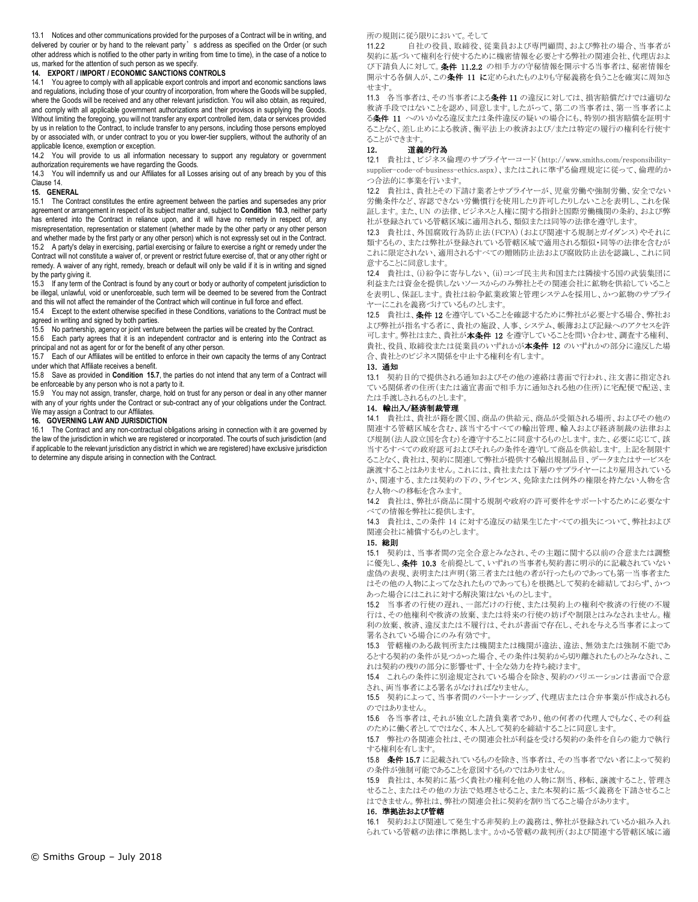13.1 Notices and other communications provided for the purposes of a Contract will be in writing, and delivered by courier or by hand to the relevant party's address as specified on the Order (or such other address which is notified to the other party in writing from time to time), in the case of a notice to us, marked for the attention of such person as we specify.

**14. EXPORT / IMPORT / ECONOMIC SANCTIONS CONTROLS**

14.1 You agree to comply with all applicable export controls and import and economic sanctions laws and regulations, including those of your country of incorporation, from where the Goods will be supplied, where the Goods will be received and any other relevant jurisdiction. You will also obtain, as required, and comply with all applicable government authorizations and their provisos in supplying the Goods. Without limiting the foregoing, you will not transfer any export controlled item, data or services provided by us in relation to the Contract, to include transfer to any persons, including those persons employed by or associated with, or under contract to you or you lower-tier suppliers, without the authority of an applicable licence, exemption or exception.

14.2 You will provide to us all information necessary to support any regulatory or government authorization requirements we have regarding the Goods.

14.3 You will indemnify us and our Affiliates for all Losses arising out of any breach by you of this Clause 14.

**15. GENERAL**

15.1 The Contract constitutes the entire agreement between the parties and supersedes any prior agreement or arrangement in respect of its subject matter and, subject to **Condition 10.3**, neither party has entered into the Contract in reliance upon, and it will have no remedy in respect of, any misrepresentation, representation or statement (whether made by the other party or any other person and whether made by the first party or any other person) which is not expressly set out in the Contract.

15.2 A party's delay in exercising, partial exercising or failure to exercise a right or remedy under the Contract will not constitute a waiver of, or prevent or restrict future exercise of, that or any other right or remedy. A waiver of any right, remedy, breach or default will only be valid if it is in writing and signed by the party giving it.

15.3 If any term of the Contract is found by any court or body or authority of competent jurisdiction to be illegal, unlawful, void or unenforceable, such term will be deemed to be severed from the Contract and this will not affect the remainder of the Contract which will continue in full force and effect.

15.4 Except to the extent otherwise specified in these Conditions, variations to the Contract must be agreed in writing and signed by both parties.

15.5 No partnership, agency or joint venture between the parties will be created by the Contract.

15.6 Each party agrees that it is an independent contractor and is entering into the Contract as principal and not as agent for or for the benefit of any other person.

15.7 Each of our Affiliates will be entitled to enforce in their own capacity the terms of any Contract under which that Affiliate receives a benefit.

15.8 Save as provided in **Condition 15.7**, the parties do not intend that any term of a Contract will be enforceable by any person who is not a party to it.

15.9 You may not assign, transfer, charge, hold on trust for any person or deal in any other manner with any of your rights under the Contract or sub-contract any of your obligations under the Contract. We may assign a Contract to our Affiliates.

**16. GOVERNING LAW AND JURISDICTION**

16.1 The Contract and any non-contractual obligations arising in connection with it are governed by the law of the jurisdiction in which we are registered or incorporated. The courts of such jurisdiction (and if applicable to the relevant jurisdiction any district in which we are registered) have exclusive jurisdiction to determine any dispute arising in connection with the Contract.

所の規則に従う限りにおいて。そして

11.2.2 自社の役員、取締役、従業員および専門顧問、および弊社の場合、当事者が契約に基づいて権利を行使するために機密情報を必要とする弊社の関連会社、代理店および下請負人に対して。**条件 11.2.2** の相手方の守秘情報を開示する当事者は、秘密情報を開示する各個人が、この**条件 11 に**定められたものよりも守秘義務を負うことを確実に周知させます。

11.3 各当事者は、その当事者による**条件** 11 の違反に対しては、損害賠償だけでは適切な救済手段ではないことを認め、同意します。したがって、第二の当事者は、第一当事者による**条件 11** へのいかなる違反または条件違反の疑いの場合にも、特別の損害賠償を証明することなく、差し止めによる救済、衡平法上の救済および/または特定の履行の権利を行使することができます。

**12. 道義的行為**

12.1 貴社は、ビジネス倫理のサプライヤーコード（http://www.smiths.com/responsibility-supplier-code-of-business-ethics.aspx）、またはこれに準ずる倫理規定に従って、倫理的かつ合法的に事業を行います。

12.2 貴社は、貴社とその下請け業者とサプライヤーが、児童労働や強制労働、安全でない労働条件など、容認できない労働慣行を使用したり許可したりしないことを表明し、これを保証します。また、UN の法律、ビジネスと人権に関する指針と国際労働機関の条約、および弊社が登録されている管轄区域に適用され、類似または同等の法律を遵守します。

12.3 貴社は、外国腐敗行為防止法（FCPA）（および関連する規制とガイダンス）やそれに類するもの、または弊社が登録されている管轄区域で適用される類似・同等の法律を含むがこれに限定されない、適用されるすべての贈賄防止法および腐敗防止法を認識し、これに同意することに同意します。

12.4 貴社は、(i) 紛争に寄与しない、(ii)コンゴ民主共和国または隣接する国の武装集団に利益または資金を提供しないソースからのみ弊社とその関連会社に鉱物を供給していることを表明し、保証します。貴社は紛争鉱業政策と管理システムを採用し、かつ鉱物のサプライヤーにこれを義務づけているものとします。

12.5 貴社は、**条件** 12 を遵守していることを確認するために弊社が必要とする場合、弊社および弊社が指名する者に、貴社の施設、人事、システム、帳簿および記録へのアクセスを許可します。弊社はまた、貴社が**本条件** 12 を遵守していることを問い合わせ、調査する権利、貴社、役員、取締役または従業員のいずれかが**本条件** 12 のいずれかの部分に違反した場合、貴社とのビジネス関係を中止する権利を有します。

**13. 通知**

13.1 契約目的で提供される通知およびその他の連絡は書面で行われ、注文書に指定されている関係者の住所（または適宜書面で相手方に通知される他の住所）に宅配便で配送、または手渡しされるものとします。

**14. 輸出入/経済制裁管理**

14.1 貴社は、貴社が籍を置く国、商品の供給元、商品が受領される場所、およびその他の関連する管轄区域を含む、該当するすべての輸出管理、輸入および経済制裁の法律および規制（法人設立国を含む）を遵守することに同意するものとします。また、必要に応じて、該当するすべての政府認可およびそれらの条件を遵守して商品を供給します。上記を制限することなく、貴社は、契約に関連して弊社が提供する輸出規制品目、データまたはサービスを譲渡することはありません。これには、貴社または下層のサプライヤーにより雇用されているか、関連する、または契約の下の、ライセンス、免除または例外の権限を持たない人物を含む人物への移転を含みます。

14.2 貴社は、弊社が商品に関する規制や政府の許可要件をサポートするために必要なすべての情報を弊社に提供します。

14.3 貴社は、この条件 14 に対する違反の結果生じたすべての損失について、弊社および関連会社に補償するものとします。

**15. 総則**

15.1 契約は、当事者間の完全合意とみなされ、その主題に関する以前の合意または調整に優先し、**条件 10.3** を前提として、いずれの当事者も契約書に明示的に記載されていない虚偽の表現、表明または声明（第三者または他の者が行ったものであっても第一当事者またはその他の人物によってなされたものであっても）を根拠として契約を締結しておらず、かつあった場合にはこれに対する解決策はないものとします。

15.2 当事者の行使の遅れ、一部だけの行使、または契約上の権利や救済の行使の不履行は、その他権利や救済の放棄、または将来の行使の妨げや制限とはみなされません。権利の放棄、救済、違反または不履行は、それが書面で存在し、それを与える当事者によって署名されている場合にのみ有効です。

15.3 管轄権のある裁判所または機関または機関が違法、違法、無効または強制不能であるとする契約の条件が見つかった場合、その条件は契約から切り離されたものとみなされ、これは契約の残りの部分に影響せず、十全な効力を持ち続けます。

15.4 これらの条件に別途規定されている場合を除き、契約のバリエーションは書面で合意され、両当事者による署名がなければなりません。

15.5 契約によって、当事者間のパートナーシップ、代理店または合弁事業が作成されるものではありません。

15.6 各当事者は、それが独立した請負業者であり、他の何者の代理人でもなく、その利益のために働く者としてではなく、本人として契約を締結することに同意します。

15.7 弊社の各関連会社は、その関連会社が利益を受ける契約の条件を自らの能力で執行する権利を有します。

15.8 **条件 15.7** に記載されているものを除き、当事者は、その当事者でない者によって契約の条件が強制可能であることを意図するものではありません。

15.9 貴社は、本契約に基づく貴社の権利を他の人物に割当、移転、譲渡すること、管理させること、またはその他の方法で処理させること、また本契約に基づく義務を下請させることはできません。弊社は、弊社の関連会社に契約を割り当てること場合があります。

**16. 準拠法および管轄**

16.1 契約および関連して発生する非契約上の義務は、弊社が登録されているか組み入れられている管轄の法律に準拠します。かかる管轄の裁判所（および関連する管轄区域に適

© Smiths Group – July 2018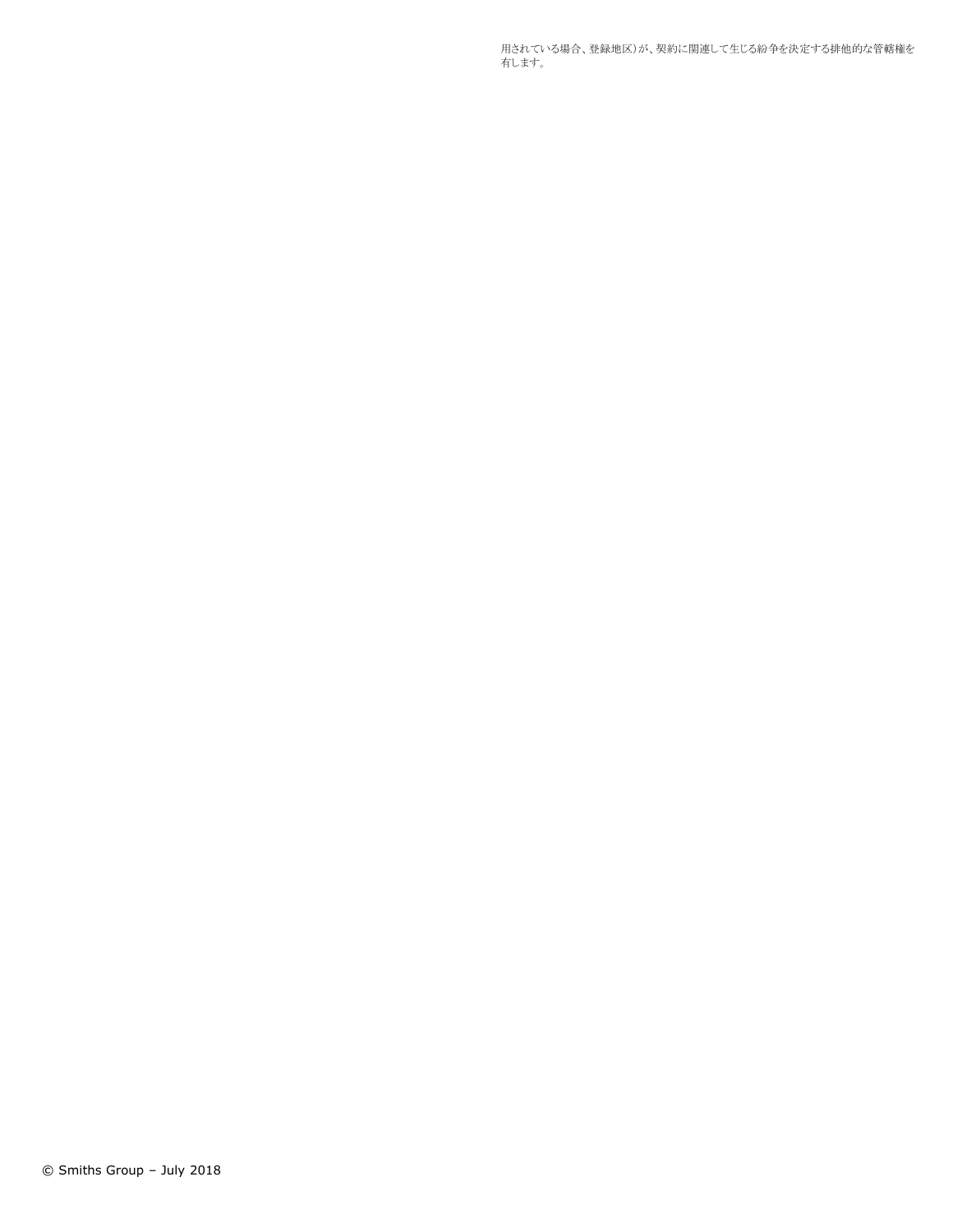用されている場合、登録地区）が、契約に関連して生じる紛争を決定する排他的な管轄権を有します。

© Smiths Group – July 2018